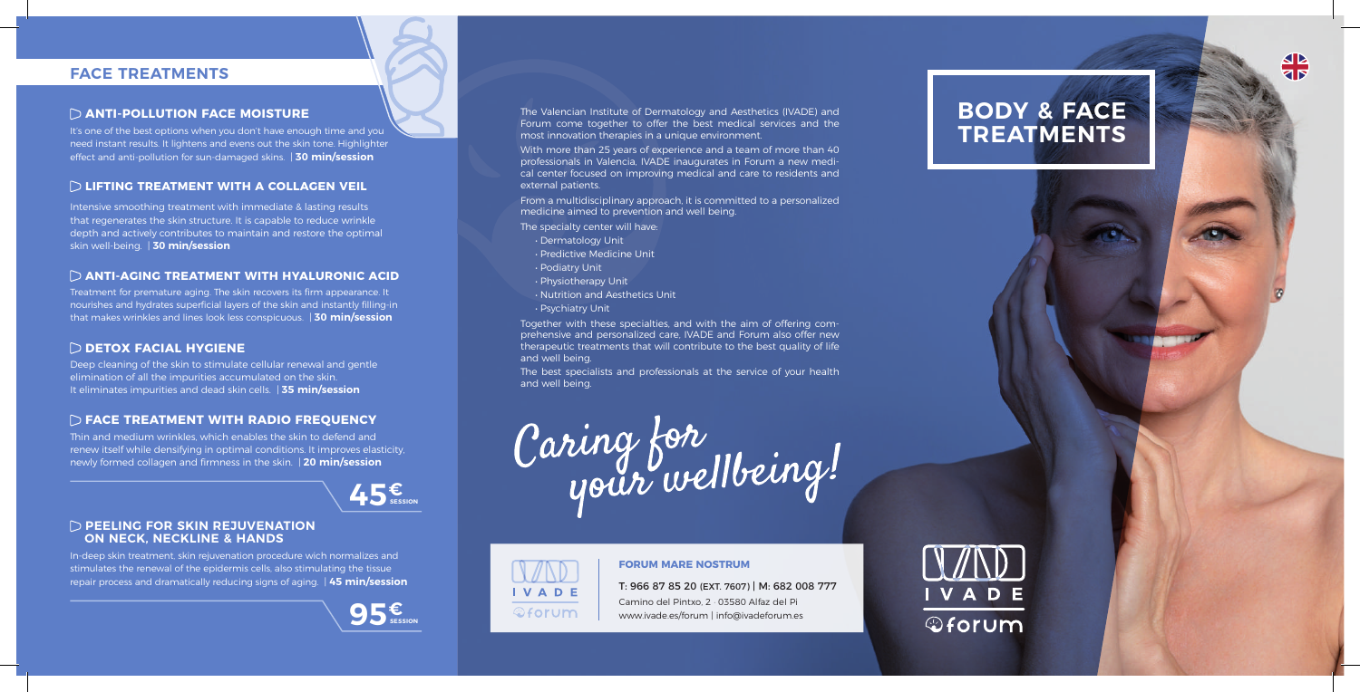## FACE TREATMENTS

### ▷ ANTI-POLLUTION FACE MOISTURE

It's one of the best options when you don't have enough time and you need instant results. It lightens and evens out the skin tone. Highlighter effect and anti-pollution for sun-damaged skins. | **30 min/session**

### ▷ LIFTING TREATMENT WITH A COLLAGEN VEIL

Intensive smoothing treatment with immediate & lasting results that regenerates the skin structure. It is capable to reduce wrinkle depth and actively contributes to maintain and restore the optimal skin well-being. | **30 min/session**

### ▷ ANTI-AGING TREATMENT WITH HYALURONIC ACID

Treatment for premature aging. The skin recovers its firm appearance. It nourishes and hydrates superficial layers of the skin and instantly filling-in that makes wrinkles and lines look less conspicuous. | **30 min/session**

### ▷ DETOX FACIAL HYGIENE

Deep cleaning of the skin to stimulate cellular renewal and gentle elimination of all the impurities accumulated on the skin. It eliminates impurities and dead skin cells. | **35 min/session**

### ▷ FACE TREATMENT WITH RADIO FREQUENCY

Thin and medium wrinkles, which enables the skin to defend and renew itself while densifying in optimal conditions. It improves elasticity, newly formed collagen and firmness in the skin. | **20 min/session**

**45€ SESSION**

### ▷ PEELING FOR SKIN REJUVENATION ON NECK, NECKLINE & HANDS

In-deep skin treatment, skin rejuvenation procedure wich normalizes and stimulates the renewal of the epidermis cells, also stimulating the tissue repair process and dramatically reducing signs of aging. | **45 min/session**

**95€ SESSION**

The Valencian Institute of Dermatology and Aesthetics (IVADE) and Forum come together to offer the best medical services and the most innovation therapies in a unique environment.

With more than 25 years of experience and a team of more than 40 professionals in Valencia, IVADE inaugurates in Forum a new medical center focused on improving medical and care to residents and external patients.

From a multidisciplinary approach, it is committed to a personalized medicine aimed to prevention and well being.

The specialty center will have:

- Dermatology Unit
- Predictive Medicine Unit
- Podiatry Unit
- Physiotherapy Unit
- Nutrition and Aesthetics Unit
- Psychiatry Unit

Together with these specialties, and with the aim of offering comprehensive and personalized care, IVADE and Forum also offer new therapeutic treatments that will contribute to the best quality of life and well being.

The best specialists and professionals at the service of your health and well being.

*Caring for your wellbeing!*

IVADE forum

**FORUM MARE NOSTRUM**

T: 966 87 85 20 (EXT. 7607) | M: 682 008 777
Camino del Pintxo, 2 · 03580 Alfaz del Pi
www.ivade.es/forum | info@ivadeforum.es

# BODY & FACE TREATMENTS

IVADE forum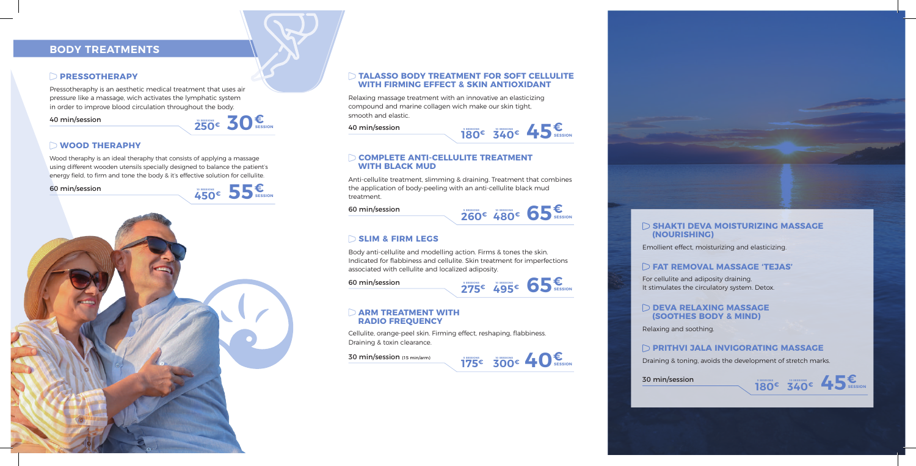## BODY TREATMENTS

### PRESSOTHERAPY

Pressotheraphy is an aesthetic medical treatment that uses air pressure like a massage, wich activates the lymphatic system in order to improve blood circulation throughout the body.

40 min/session

10 SESSIONS **250€** **30€** SESSION

### WOOD THERAPHY

Wood theraphy is an ideal theraphy that consists of applying a massage using different wooden utensils specially designed to balance the patient's energy field, to firm and tone the body & it's effective solution for cellulite.

60 min/session

10 SESSIONS **450€** **55€** SESSION

### TALASSO BODY TREATMENT FOR SOFT CELLULITE WITH FIRMING EFFECT & SKIN ANTIOXIDANT

Relaxing massage treatment with an innovative an elasticizing compound and marine collagen wich make our skin tight, smooth and elastic.

40 min/session

5 SESSIONS **180€** 10 SESSIONS **340€** **45€** SESSION

### COMPLETE ANTI-CELLULITE TREATMENT WITH BLACK MUD

Anti-cellulite treatment, slimming & draining. Treatment that combines the application of body-peeling with an anti-cellulite black mud treatment.

60 min/session

5 SESSIONS **260€** 10 SESSIONS **480€** **65€** SESSION

### SLIM & FIRM LEGS

Body anti-cellulite and modelling action. Firms & tones the skin. Indicated for flabbiness and cellulite. Skin treatment for imperfections associated with cellulite and localized adiposity.

60 min/session

5 SESSIONS **275€** 10 SESSIONS **495€** **65€** SESSION

### ARM TREATMENT WITH RADIO FREQUENCY

Cellulite, orange-peel skin. Firming effect, reshaping, flabbiness. Draining & toxin clearance.

30 min/session (15 min/arm)

5 SESSIONS **175€** 10 SESSIONS **300€** **40€** SESSION

### SHAKTI DEVA MOISTURIZING MASSAGE (NOURISHING)

Emollient effect, moisturizing and elasticizing.

### FAT REMOVAL MASSAGE 'TEJAS'

For cellulite and adiposity draining.
It stimulates the circulatory system. Detox.

### DEVA RELAXING MASSAGE (SOOTHES BODY & MIND)

Relaxing and soothing.

### PRITHVI JALA INVIGORATING MASSAGE

Draining & toning, avoids the development of stretch marks.

30 min/session

5 SESSIONS **180€** 10 SESSIONS **340€** **45€** SESSION